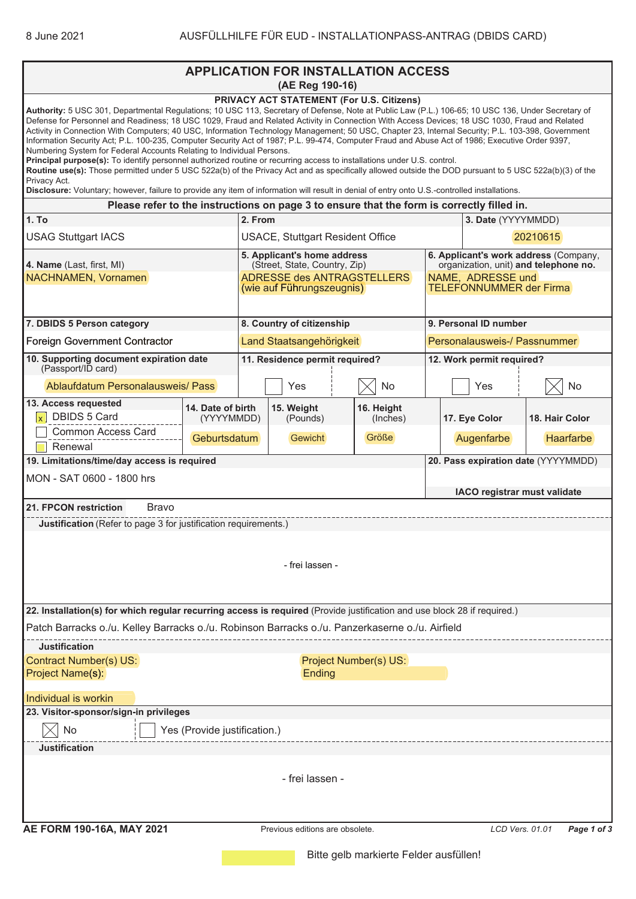AUSFÜLLHILFE FÜR EUD - INSTALLATIONPASS-ANTRAG (DBIDS CARD)

8 June 2021

# APPLICATION FOR INSTALLATION ACCESS
## (AE Reg 190-16)

### PRIVACY ACT STATEMENT (For U.S. Citizens)

**Authority:** 5 USC 301, Departmental Regulations; 10 USC 113, Secretary of Defense, Note at Public Law (P.L.) 106-65; 10 USC 136, Under Secretary of Defense for Personnel and Readiness; 18 USC 1029, Fraud and Related Activity in Connection With Access Devices; 18 USC 1030, Fraud and Related Activity in Connection With Computers; 40 USC, Information Technology Management; 50 USC, Chapter 23, Internal Security; P.L. 103-398, Government Information Security Act; P.L. 100-235, Computer Security Act of 1987; P.L. 99-474, Computer Fraud and Abuse Act of 1986; Executive Order 9397, Numbering System for Federal Accounts Relating to Individual Persons.

**Principal purpose(s):** To identify personnel authorized routine or recurring access to installations under U.S. control.

**Routine use(s):** Those permitted under 5 USC 522a(b) of the Privacy Act and as specifically allowed outside the DOD pursuant to 5 USC 522a(b)(3) of the Privacy Act.

**Disclosure:** Voluntary; however, failure to provide any item of information will result in denial of entry onto U.S.-controlled installations.

**Please refer to the instructions on page 3 to ensure that the form is correctly filled in.**

| **1. To** | **2. From** | **3. Date** (YYYYMMDD) |
|---|---|---|
| USAG Stuttgart IACS | USACE, Stuttgart Resident Office | 20210615 |

| **4. Name** (Last, first, MI) | **5. Applicant's home address** (Street, State, Country, Zip) | **6. Applicant's work address** (Company, organization, unit) **and telephone no.** |
|---|---|---|
| NACHNAMEN, Vornamen | ADRESSE des ANTRAGSTELLERS (wie auf Führungszeugnis) | NAME, ADRESSE und TELEFONNUMMER der Firma |

| **7. DBIDS 5 Person category** | **8. Country of citizenship** | **9. Personal ID number** |
|---|---|---|
| Foreign Government Contractor | Land Staatsangehörigkeit | Personalausweis-/ Passnummer |

| **10. Supporting document expiration date** (Passport/ID card) | **11. Residence permit required?** | **12. Work permit required?** |
|---|---|---|
| Ablaufdatum Personalausweis/ Pass | ☐ Yes ☒ No | ☐ Yes ☒ No |

| **13. Access requested** | **14. Date of birth** (YYYYMMDD) | **15. Weight** (Pounds) | **16. Height** (Inches) | **17. Eye Color** | **18. Hair Color** |
|---|---|---|---|---|---|
| ☒ DBIDS 5 Card<br>☐ Common Access Card<br>☐ Renewal | Geburtsdatum | Gewicht | Größe | Augenfarbe | Haarfarbe |

| **19. Limitations/time/day access is required** | **20. Pass expiration date** (YYYYMMDD) |
|---|---|
| MON - SAT 0600 - 1800 hrs | IACO registrar must validate |

**21. FPCON restriction** Bravo

**Justification** (Refer to page 3 for justification requirements.)

- frei lassen -

**22. Installation(s) for which regular recurring access is required** (Provide justification and use block 28 if required.)

Patch Barracks o./u. Kelley Barracks o./u. Robinson Barracks o./u. Panzerkaserne o./u. Airfield

**Justification**

Contract Number(s) US: Project Number(s) US:
Project Name(s): Ending

Individual is workin

**23. Visitor-sponsor/sign-in privileges**

☒ No ☐ Yes (Provide justification.)

**Justification**

- frei lassen -

AE FORM 190-16A, MAY 2021 — Previous editions are obsolete. — LCD Vers. 01.01

Bitte gelb markierte Felder ausfüllen!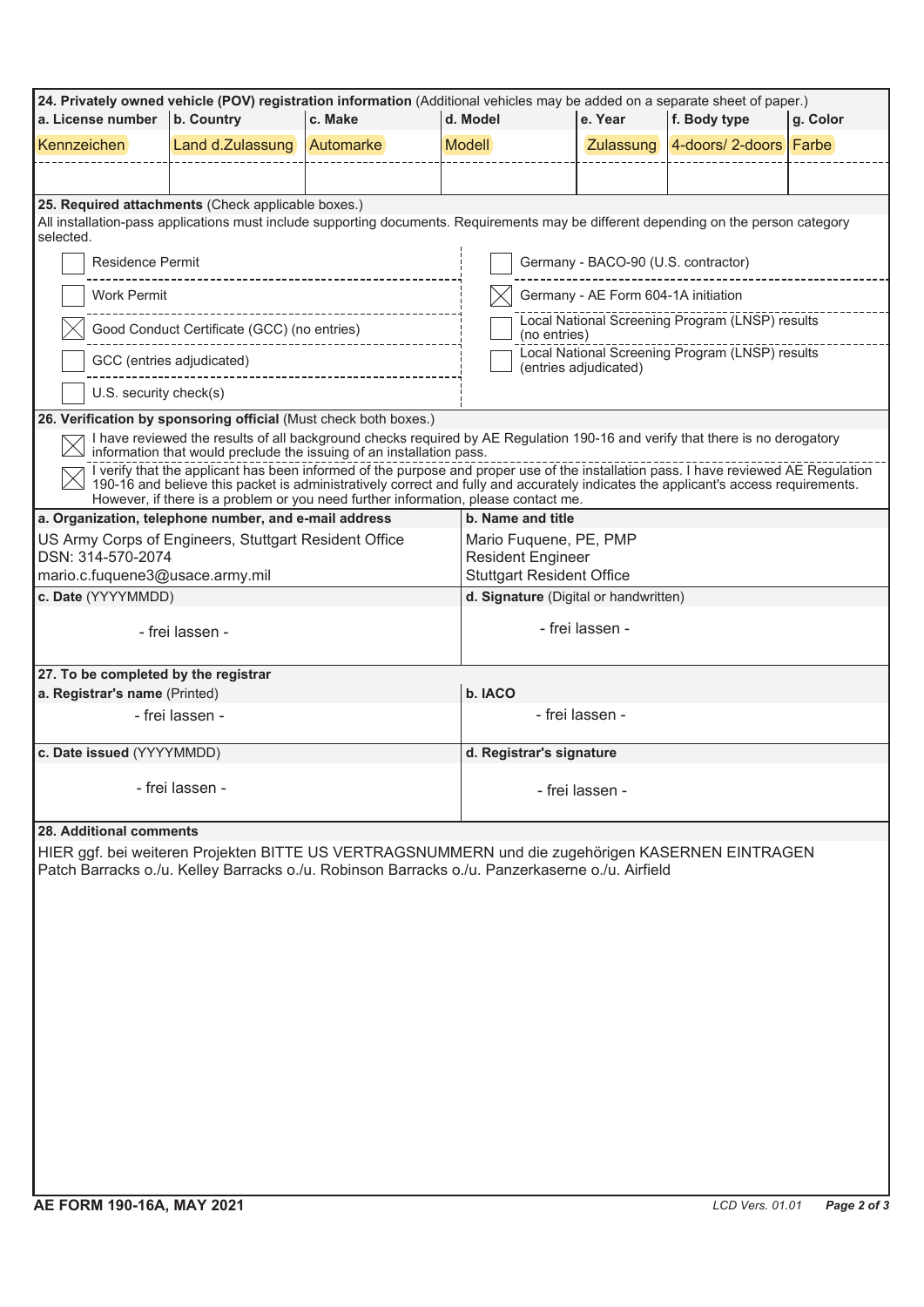**24. Privately owned vehicle (POV) registration information** (Additional vehicles may be added on a separate sheet of paper.)

| a. License number | b. Country | c. Make | d. Model | e. Year | f. Body type | g. Color |
|---|---|---|---|---|---|---|
| Kennzeichen | Land d.Zulassung | Automarke | Modell | Zulassung | 4-doors/ 2-doors | Farbe |
| | | | | | | |

**25. Required attachments** (Check applicable boxes.)

All installation-pass applications must include supporting documents. Requirements may be different depending on the person category selected.

- ☐ Residence Permit
- ☐ Work Permit
- ☒ Good Conduct Certificate (GCC) (no entries)
- ☐ GCC (entries adjudicated)
- ☐ U.S. security check(s)
- ☐ Germany - BACO-90 (U.S. contractor)
- ☒ Germany - AE Form 604-1A initiation
- ☐ Local National Screening Program (LNSP) results (no entries)
- ☐ Local National Screening Program (LNSP) results (entries adjudicated)

**26. Verification by sponsoring official** (Must check both boxes.)

- ☒ I have reviewed the results of all background checks required by AE Regulation 190-16 and verify that there is no derogatory information that would preclude the issuing of an installation pass.
- ☒ I verify that the applicant has been informed of the purpose and proper use of the installation pass. I have reviewed AE Regulation 190-16 and believe this packet is administratively correct and fully and accurately indicates the applicant's access requirements. However, if there is a problem or you need further information, please contact me.

| a. Organization, telephone number, and e-mail address | b. Name and title |
|---|---|
| US Army Corps of Engineers, Stuttgart Resident Office<br>DSN: 314-570-2074<br>mario.c.fuquene3@usace.army.mil | Mario Fuquene, PE, PMP<br>Resident Engineer<br>Stuttgart Resident Office |
| **c. Date** (YYYYMMDD) | **d. Signature** (Digital or handwritten) |
| - frei lassen - | - frei lassen - |

**27. To be completed by the registrar**

| a. Registrar's name (Printed) | b. IACO |
|---|---|
| - frei lassen - | - frei lassen - |
| **c. Date issued** (YYYYMMDD) | **d. Registrar's signature** |
| - frei lassen - | - frei lassen - |

**28. Additional comments**

HIER ggf. bei weiteren Projekten BITTE US VERTRAGSNUMMERN und die zugehörigen KASERNEN EINTRAGEN
Patch Barracks o./u. Kelley Barracks o./u. Robinson Barracks o./u. Panzerkaserne o./u. Airfield

**AE FORM 190-16A, MAY 2021**

*LCD Vers. 01.01*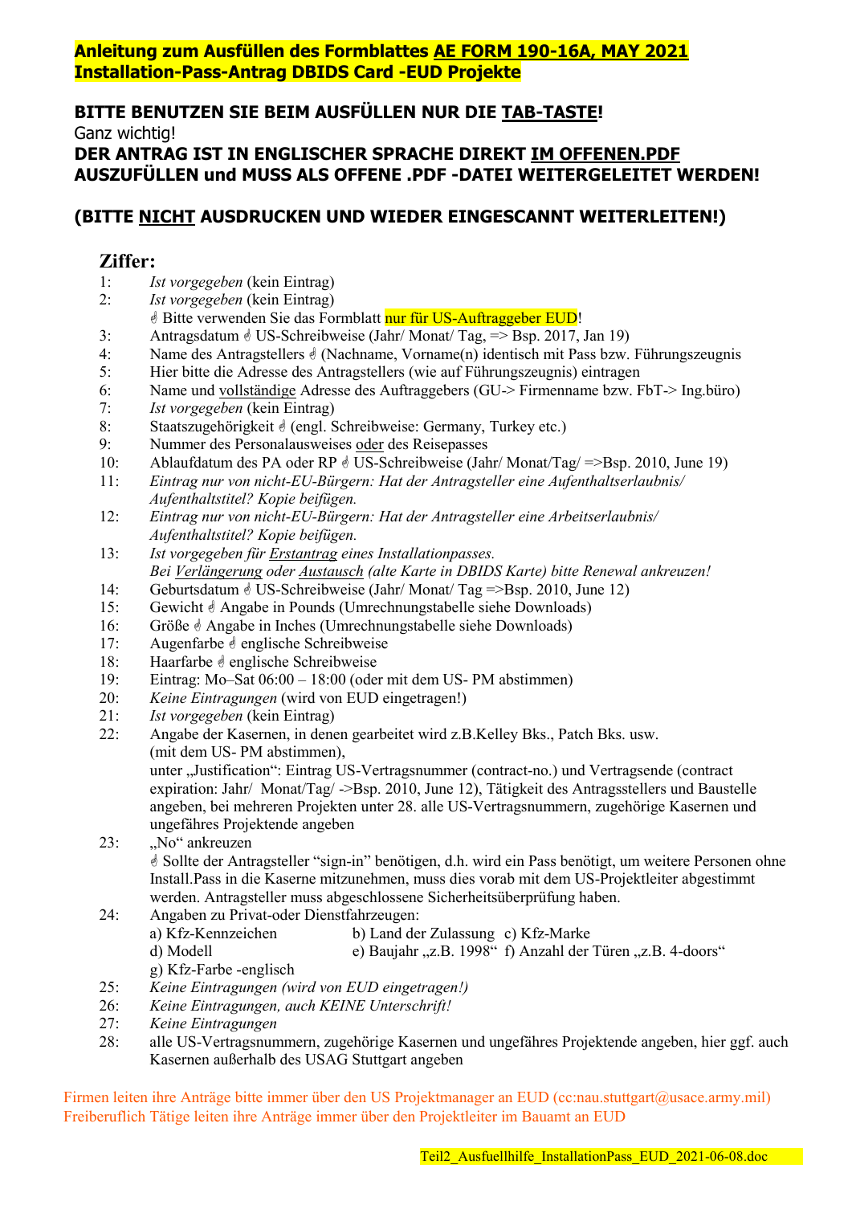**Anleitung zum Ausfüllen des Formblattes AE FORM 190-16A, MAY 2021**
**Installation-Pass-Antrag DBIDS Card -EUD Projekte**

**BITTE BENUTZEN SIE BEIM AUSFÜLLEN NUR DIE TAB-TASTE!**

Ganz wichtig!

**DER ANTRAG IST IN ENGLISCHER SPRACHE DIREKT IM OFFENEN.PDF AUSZUFÜLLEN und MUSS ALS OFFENE .PDF -DATEI WEITERGELEITET WERDEN!**

**(BITTE NICHT AUSDRUCKEN UND WIEDER EINGESCANNT WEITERLEITEN!)**

## Ziffer:

1: *Ist vorgegeben* (kein Eintrag)

2: *Ist vorgegeben* (kein Eintrag)
☝ Bitte verwenden Sie das Formblatt nur für US-Auftraggeber EUD!

3: Antragsdatum ☝ US-Schreibweise (Jahr/ Monat/ Tag, => Bsp. 2017, Jan 19)

4: Name des Antragstellers ☝ (Nachname, Vorname(n) identisch mit Pass bzw. Führungszeugnis

5: Hier bitte die Adresse des Antragstellers (wie auf Führungszeugnis) eintragen

6: Name und vollständige Adresse des Auftraggebers (GU-> Firmenname bzw. FbT-> Ing.büro)

7: *Ist vorgegeben* (kein Eintrag)

8: Staatszugehörigkeit ☝ (engl. Schreibweise: Germany, Turkey etc.)

9: Nummer des Personalausweises oder des Reisepasses

10: Ablaufdatum des PA oder RP ☝ US-Schreibweise (Jahr/ Monat/Tag/ =>Bsp. 2010, June 19)

11: *Eintrag nur von nicht-EU-Bürgern: Hat der Antragsteller eine Aufenthaltserlaubnis/ Aufenthaltstitel? Kopie beifügen.*

12: *Eintrag nur von nicht-EU-Bürgern: Hat der Antragsteller eine Arbeitserlaubnis/ Aufenthaltstitel? Kopie beifügen.*

13: *Ist vorgegeben für Erstantrag eines Installationpasses.*
*Bei Verlängerung oder Austausch (alte Karte in DBIDS Karte) bitte Renewal ankreuzen!*

14: Geburtsdatum ☝ US-Schreibweise (Jahr/ Monat/ Tag =>Bsp. 2010, June 12)

15: Gewicht ☝ Angabe in Pounds (Umrechnungstabelle siehe Downloads)

16: Größe ☝ Angabe in Inches (Umrechnungstabelle siehe Downloads)

17: Augenfarbe ☝ englische Schreibweise

18: Haarfarbe ☝ englische Schreibweise

19: Eintrag: Mo–Sat 06:00 – 18:00 (oder mit dem US- PM abstimmen)

20: *Keine Eintragungen* (wird von EUD eingetragen!)

21: *Ist vorgegeben* (kein Eintrag)

22: Angabe der Kasernen, in denen gearbeitet wird z.B.Kelley Bks., Patch Bks. usw. (mit dem US- PM abstimmen),
unter „Justification": Eintrag US-Vertragsnummer (contract-no.) und Vertragsende (contract expiration: Jahr/ Monat/Tag/ ->Bsp. 2010, June 12), Tätigkeit des Antragsstellers und Baustelle angeben, bei mehreren Projekten unter 28. alle US-Vertragsnummern, zugehörige Kasernen und ungefähres Projektende angeben

23: „No" ankreuzen
☝ Sollte der Antragsteller "sign-in" benötigen, d.h. wird ein Pass benötigt, um weitere Personen ohne Install.Pass in die Kaserne mitzunehmen, muss dies vorab mit dem US-Projektleiter abgestimmt werden. Antragsteller muss abgeschlossene Sicherheitsüberprüfung haben.

24: Angaben zu Privat-oder Dienstfahrzeugen:
a) Kfz-Kennzeichen
b) Land der Zulassung
c) Kfz-Marke
d) Modell
e) Baujahr „z.B. 1998"
f) Anzahl der Türen „z.B. 4-doors"
g) Kfz-Farbe -englisch

25: *Keine Eintragungen (wird von EUD eingetragen!)*

26: *Keine Eintragungen, auch KEINE Unterschrift!*

27: *Keine Eintragungen*

28: alle US-Vertragsnummern, zugehörige Kasernen und ungefähres Projektende angeben, hier ggf. auch Kasernen außerhalb des USAG Stuttgart angeben

Firmen leiten ihre Anträge bitte immer über den US Projektmanager an EUD (cc:nau.stuttgart@usace.army.mil)
Freiberuflich Tätige leiten ihre Anträge immer über den Projektleiter im Bauamt an EUD

Teil2_Ausfuellhilfe_InstallationPass_EUD_2021-06-08.doc